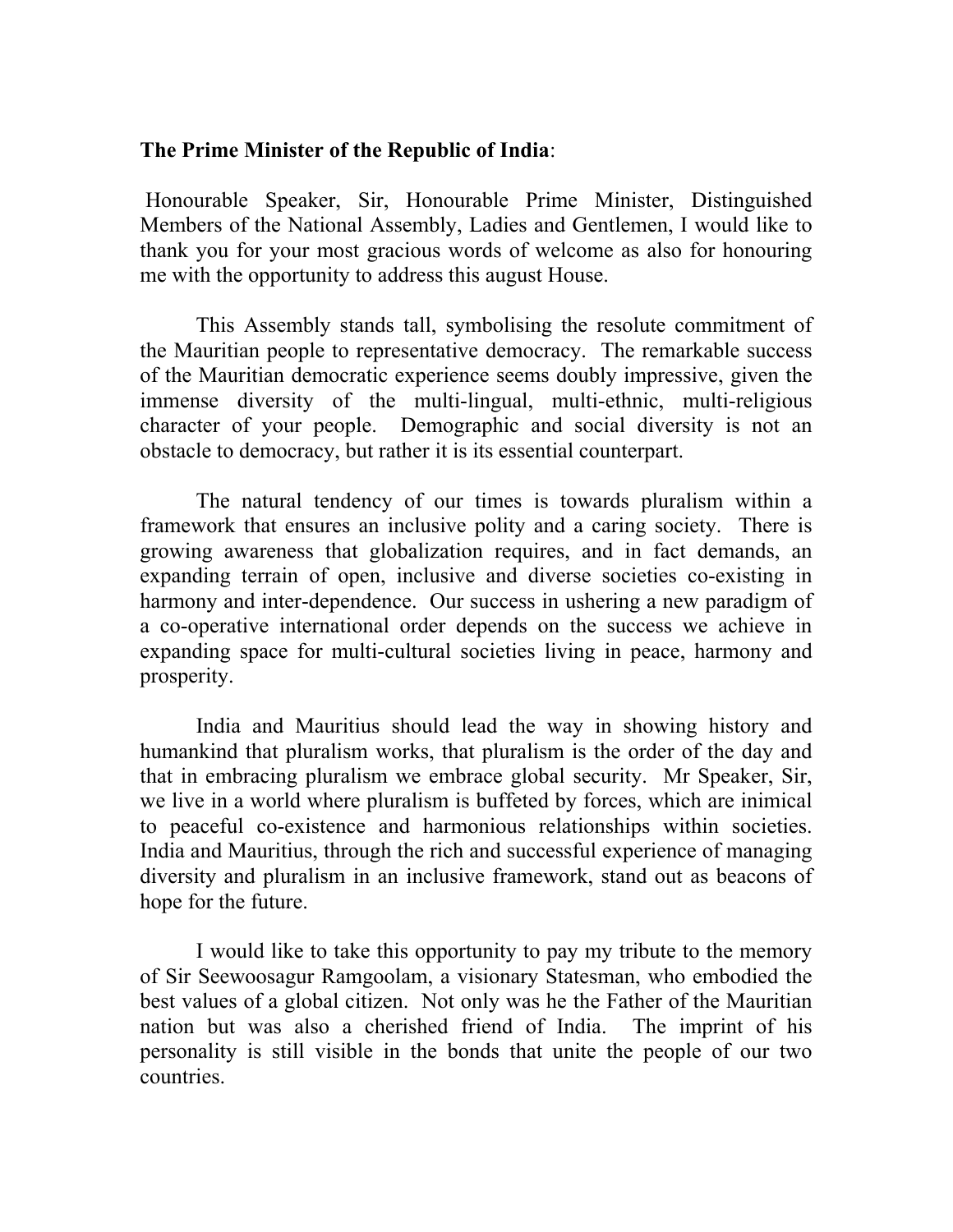**The Prime Minister of the Republic of India**:

Honourable Speaker, Sir, Honourable Prime Minister, Distinguished Members of the National Assembly, Ladies and Gentlemen, I would like to thank you for your most gracious words of welcome as also for honouring me with the opportunity to address this august House.

This Assembly stands tall, symbolising the resolute commitment of the Mauritian people to representative democracy. The remarkable success of the Mauritian democratic experience seems doubly impressive, given the immense diversity of the multi-lingual, multi-ethnic, multi-religious character of your people. Demographic and social diversity is not an obstacle to democracy, but rather it is its essential counterpart.

The natural tendency of our times is towards pluralism within a framework that ensures an inclusive polity and a caring society. There is growing awareness that globalization requires, and in fact demands, an expanding terrain of open, inclusive and diverse societies co-existing in harmony and inter-dependence. Our success in ushering a new paradigm of a co-operative international order depends on the success we achieve in expanding space for multi-cultural societies living in peace, harmony and prosperity.

India and Mauritius should lead the way in showing history and humankind that pluralism works, that pluralism is the order of the day and that in embracing pluralism we embrace global security. Mr Speaker, Sir, we live in a world where pluralism is buffeted by forces, which are inimical to peaceful co-existence and harmonious relationships within societies. India and Mauritius, through the rich and successful experience of managing diversity and pluralism in an inclusive framework, stand out as beacons of hope for the future.

I would like to take this opportunity to pay my tribute to the memory of Sir Seewoosagur Ramgoolam, a visionary Statesman, who embodied the best values of a global citizen. Not only was he the Father of the Mauritian nation but was also a cherished friend of India. The imprint of his personality is still visible in the bonds that unite the people of our two countries.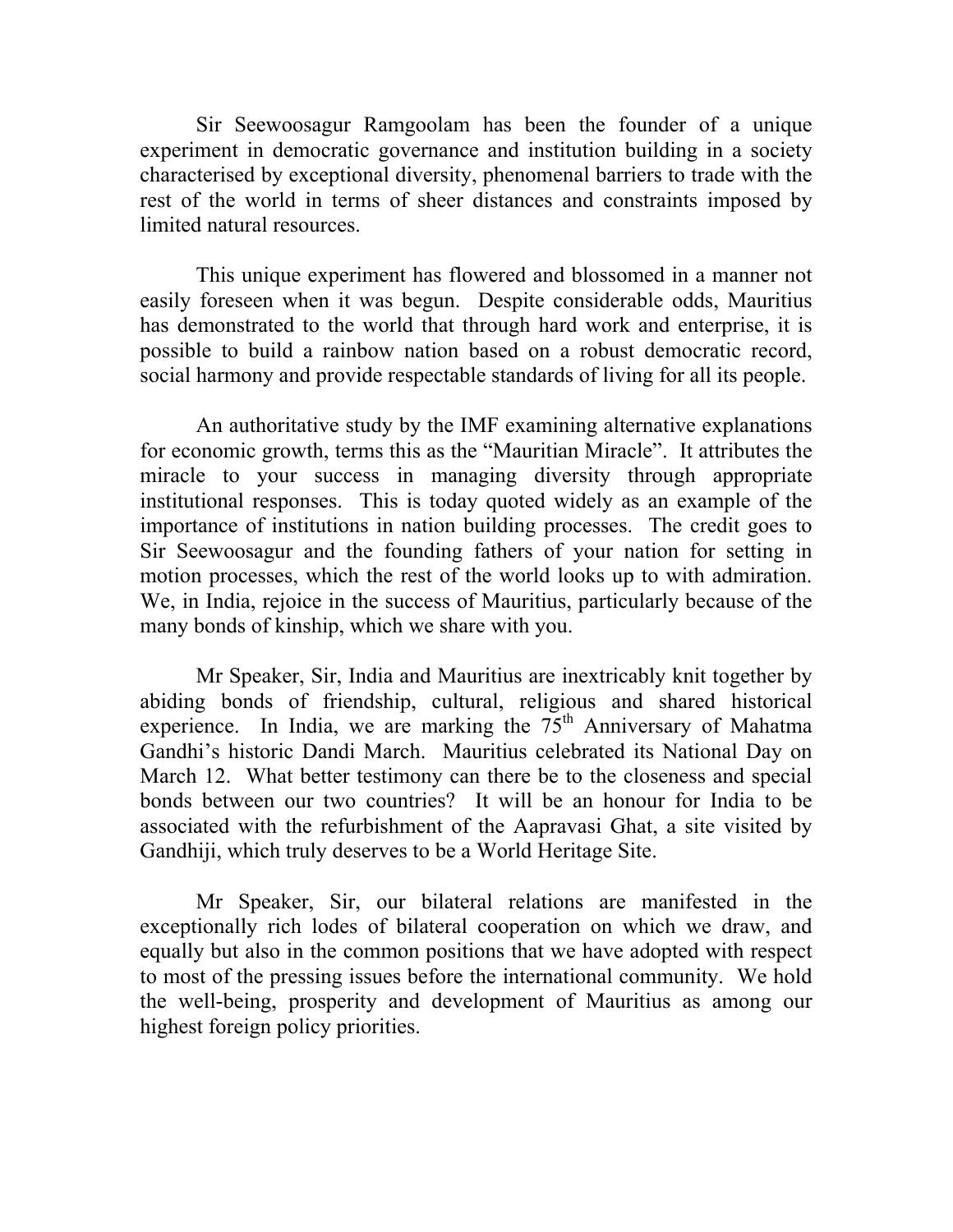Sir Seewoosagur Ramgoolam has been the founder of a unique experiment in democratic governance and institution building in a society characterised by exceptional diversity, phenomenal barriers to trade with the rest of the world in terms of sheer distances and constraints imposed by limited natural resources.

This unique experiment has flowered and blossomed in a manner not easily foreseen when it was begun. Despite considerable odds, Mauritius has demonstrated to the world that through hard work and enterprise, it is possible to build a rainbow nation based on a robust democratic record, social harmony and provide respectable standards of living for all its people.

An authoritative study by the IMF examining alternative explanations for economic growth, terms this as the "Mauritian Miracle". It attributes the miracle to your success in managing diversity through appropriate institutional responses. This is today quoted widely as an example of the importance of institutions in nation building processes. The credit goes to Sir Seewoosagur and the founding fathers of your nation for setting in motion processes, which the rest of the world looks up to with admiration. We, in India, rejoice in the success of Mauritius, particularly because of the many bonds of kinship, which we share with you.

Mr Speaker, Sir, India and Mauritius are inextricably knit together by abiding bonds of friendship, cultural, religious and shared historical experience. In India, we are marking the 75th Anniversary of Mahatma Gandhi's historic Dandi March. Mauritius celebrated its National Day on March 12. What better testimony can there be to the closeness and special bonds between our two countries? It will be an honour for India to be associated with the refurbishment of the Aapravasi Ghat, a site visited by Gandhiji, which truly deserves to be a World Heritage Site.

Mr Speaker, Sir, our bilateral relations are manifested in the exceptionally rich lodes of bilateral cooperation on which we draw, and equally but also in the common positions that we have adopted with respect to most of the pressing issues before the international community. We hold the well-being, prosperity and development of Mauritius as among our highest foreign policy priorities.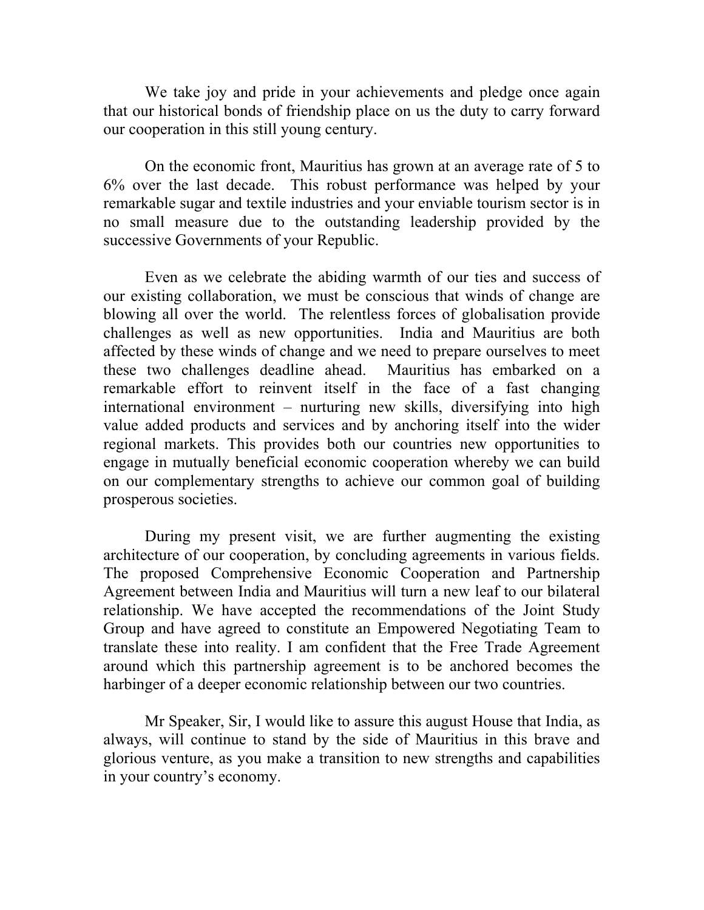We take joy and pride in your achievements and pledge once again that our historical bonds of friendship place on us the duty to carry forward our cooperation in this still young century.

On the economic front, Mauritius has grown at an average rate of 5 to 6% over the last decade. This robust performance was helped by your remarkable sugar and textile industries and your enviable tourism sector is in no small measure due to the outstanding leadership provided by the successive Governments of your Republic.

Even as we celebrate the abiding warmth of our ties and success of our existing collaboration, we must be conscious that winds of change are blowing all over the world. The relentless forces of globalisation provide challenges as well as new opportunities. India and Mauritius are both affected by these winds of change and we need to prepare ourselves to meet these two challenges deadline ahead. Mauritius has embarked on a remarkable effort to reinvent itself in the face of a fast changing international environment – nurturing new skills, diversifying into high value added products and services and by anchoring itself into the wider regional markets. This provides both our countries new opportunities to engage in mutually beneficial economic cooperation whereby we can build on our complementary strengths to achieve our common goal of building prosperous societies.

During my present visit, we are further augmenting the existing architecture of our cooperation, by concluding agreements in various fields. The proposed Comprehensive Economic Cooperation and Partnership Agreement between India and Mauritius will turn a new leaf to our bilateral relationship. We have accepted the recommendations of the Joint Study Group and have agreed to constitute an Empowered Negotiating Team to translate these into reality. I am confident that the Free Trade Agreement around which this partnership agreement is to be anchored becomes the harbinger of a deeper economic relationship between our two countries.

Mr Speaker, Sir, I would like to assure this august House that India, as always, will continue to stand by the side of Mauritius in this brave and glorious venture, as you make a transition to new strengths and capabilities in your country's economy.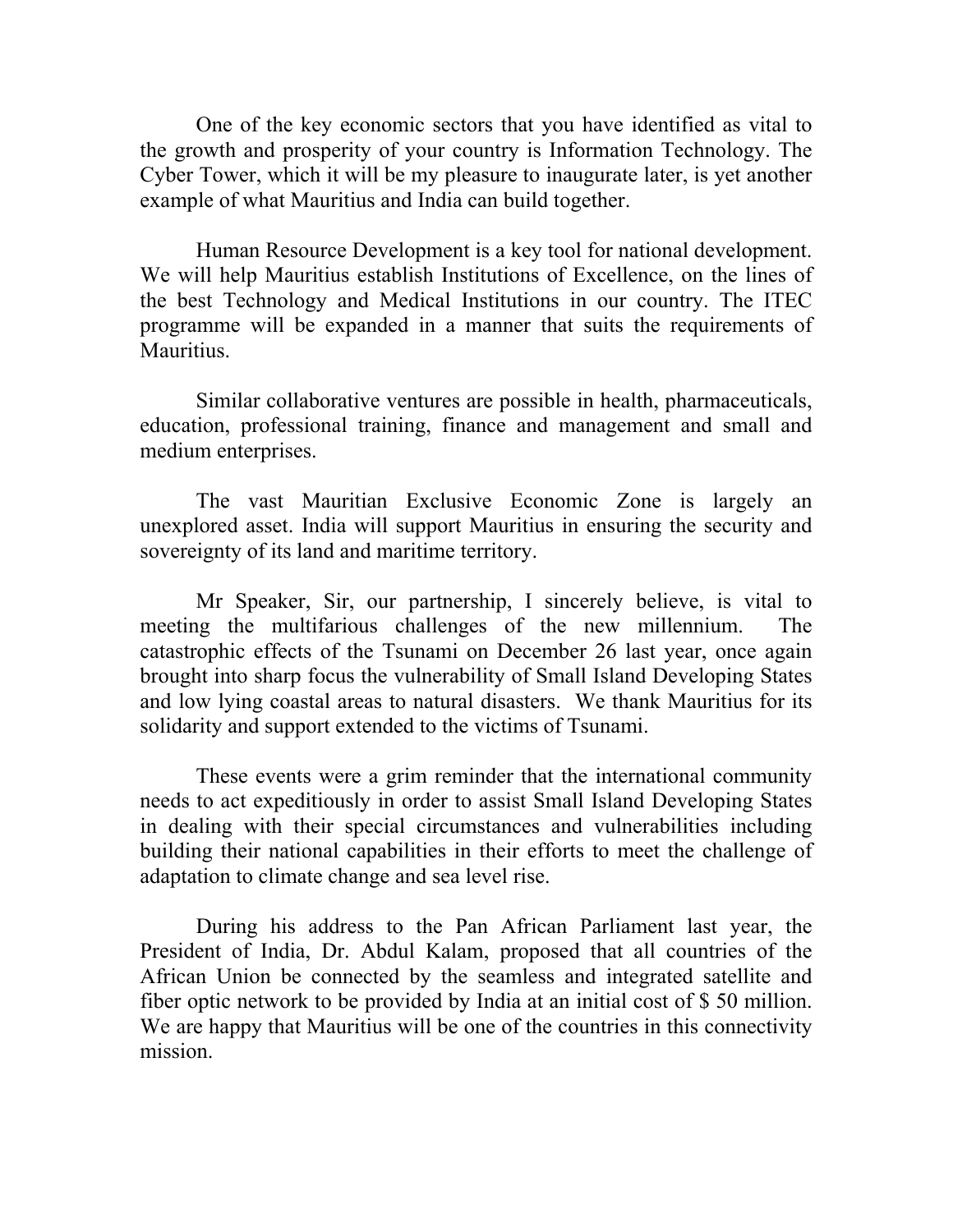One of the key economic sectors that you have identified as vital to the growth and prosperity of your country is Information Technology. The Cyber Tower, which it will be my pleasure to inaugurate later, is yet another example of what Mauritius and India can build together.

Human Resource Development is a key tool for national development. We will help Mauritius establish Institutions of Excellence, on the lines of the best Technology and Medical Institutions in our country. The ITEC programme will be expanded in a manner that suits the requirements of Mauritius.

Similar collaborative ventures are possible in health, pharmaceuticals, education, professional training, finance and management and small and medium enterprises.

The vast Mauritian Exclusive Economic Zone is largely an unexplored asset. India will support Mauritius in ensuring the security and sovereignty of its land and maritime territory.

Mr Speaker, Sir, our partnership, I sincerely believe, is vital to meeting the multifarious challenges of the new millennium. The catastrophic effects of the Tsunami on December 26 last year, once again brought into sharp focus the vulnerability of Small Island Developing States and low lying coastal areas to natural disasters. We thank Mauritius for its solidarity and support extended to the victims of Tsunami.

These events were a grim reminder that the international community needs to act expeditiously in order to assist Small Island Developing States in dealing with their special circumstances and vulnerabilities including building their national capabilities in their efforts to meet the challenge of adaptation to climate change and sea level rise.

During his address to the Pan African Parliament last year, the President of India, Dr. Abdul Kalam, proposed that all countries of the African Union be connected by the seamless and integrated satellite and fiber optic network to be provided by India at an initial cost of $ 50 million. We are happy that Mauritius will be one of the countries in this connectivity mission.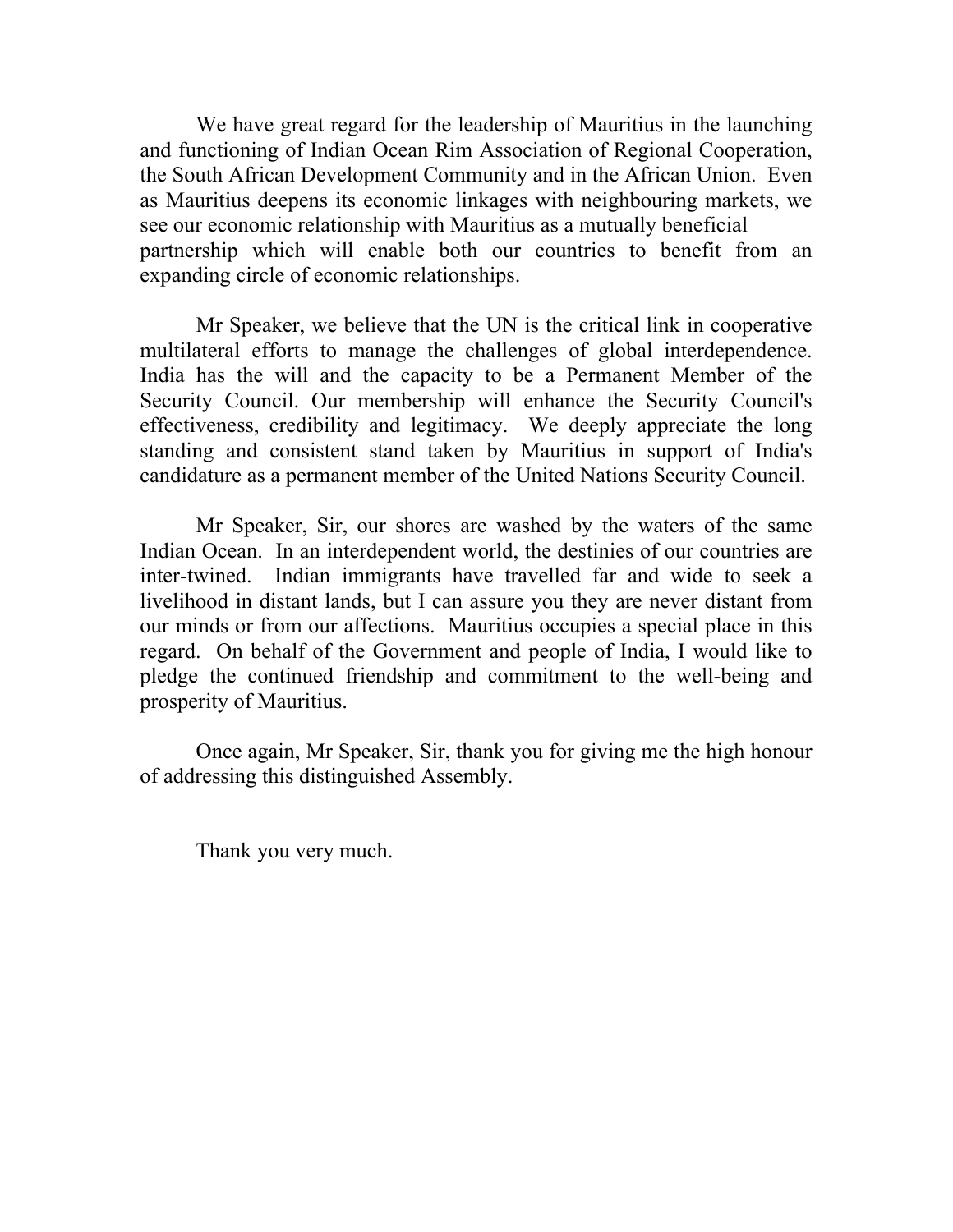We have great regard for the leadership of Mauritius in the launching and functioning of Indian Ocean Rim Association of Regional Cooperation, the South African Development Community and in the African Union. Even as Mauritius deepens its economic linkages with neighbouring markets, we see our economic relationship with Mauritius as a mutually beneficial partnership which will enable both our countries to benefit from an expanding circle of economic relationships.

Mr Speaker, we believe that the UN is the critical link in cooperative multilateral efforts to manage the challenges of global interdependence. India has the will and the capacity to be a Permanent Member of the Security Council. Our membership will enhance the Security Council's effectiveness, credibility and legitimacy. We deeply appreciate the long standing and consistent stand taken by Mauritius in support of India's candidature as a permanent member of the United Nations Security Council.

Mr Speaker, Sir, our shores are washed by the waters of the same Indian Ocean. In an interdependent world, the destinies of our countries are inter-twined. Indian immigrants have travelled far and wide to seek a livelihood in distant lands, but I can assure you they are never distant from our minds or from our affections. Mauritius occupies a special place in this regard. On behalf of the Government and people of India, I would like to pledge the continued friendship and commitment to the well-being and prosperity of Mauritius.

Once again, Mr Speaker, Sir, thank you for giving me the high honour of addressing this distinguished Assembly.

Thank you very much.